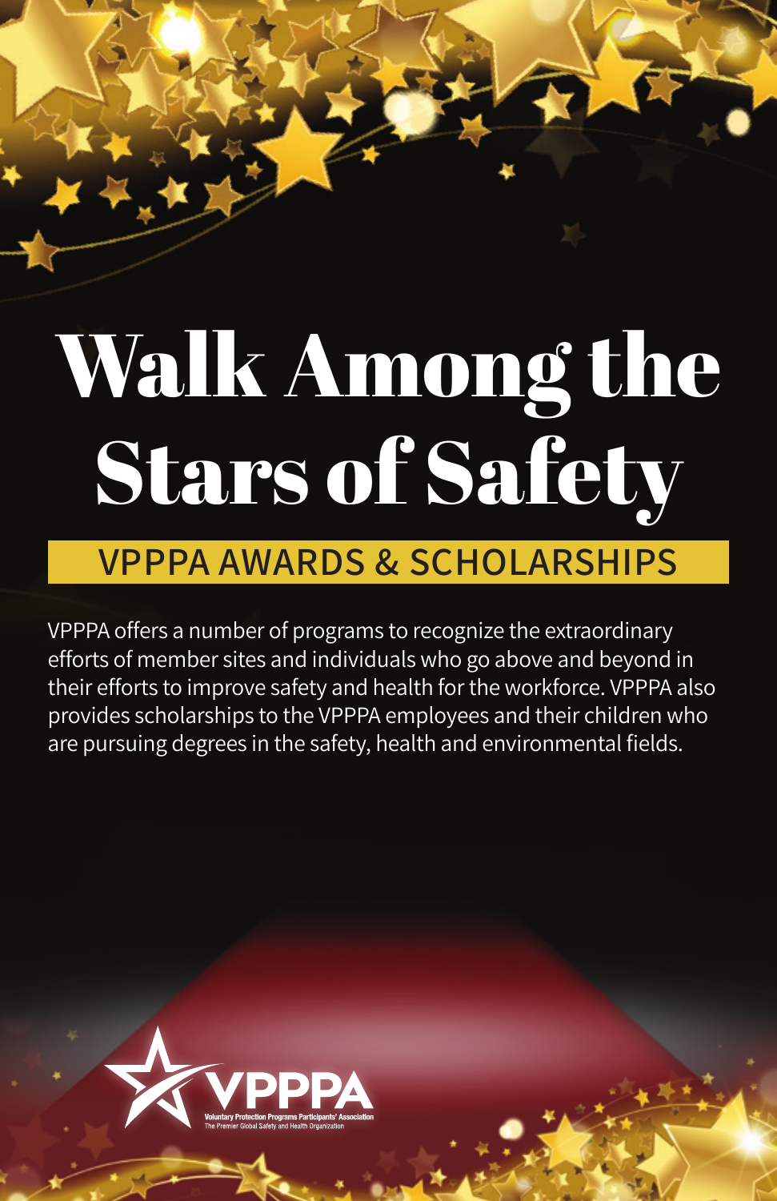# Walk Among the Stars of Safety

## VPPPA AWARDS & SCHOLARSHIPS

VPPPA offers a number of programs to recognize the extraordinary efforts of member sites and individuals who go above and beyond in their efforts to improve safety and health for the workforce. VPPPA also provides scholarships to the VPPPA employees and their children who are pursuing degrees in the safety, health and environmental fields.

VPPPA

Voluntary Protection Programs Participants' Association

The Premier Global Safety and Health Organization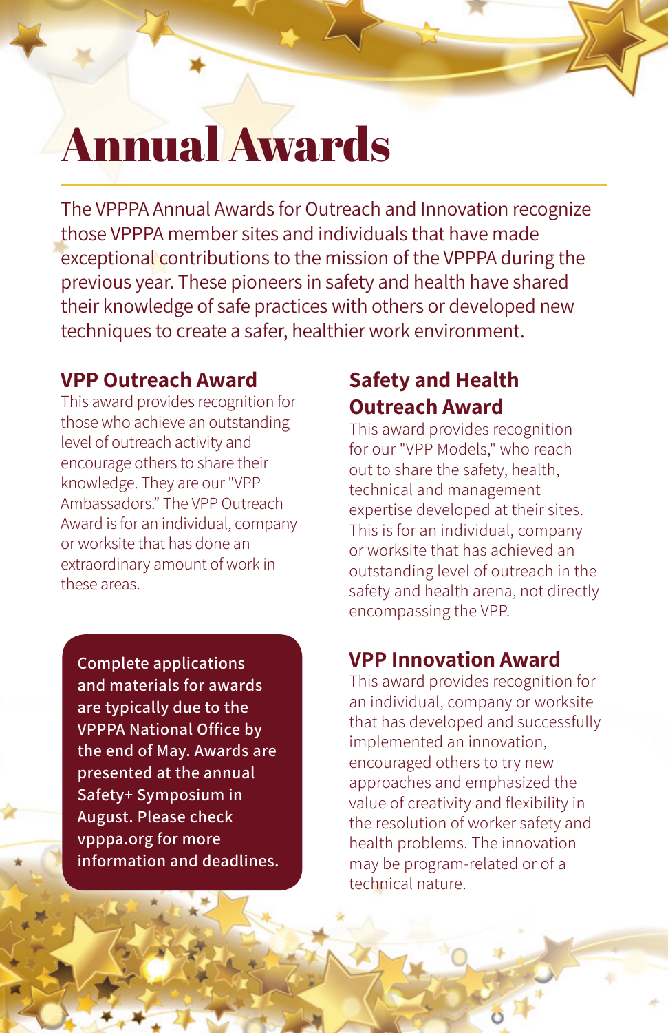# Annual Awards

The VPPPA Annual Awards for Outreach and Innovation recognize those VPPPA member sites and individuals that have made exceptional contributions to the mission of the VPPPA during the previous year. These pioneers in safety and health have shared their knowledge of safe practices with others or developed new techniques to create a safer, healthier work environment.

## VPP Outreach Award

This award provides recognition for those who achieve an outstanding level of outreach activity and encourage others to share their knowledge. They are our "VPP Ambassadors." The VPP Outreach Award is for an individual, company or worksite that has done an extraordinary amount of work in these areas.

**Complete applications and materials for awards are typically due to the VPPPA National Office by the end of May. Awards are presented at the annual Safety+ Symposium in August. Please check vpppa.org for more information and deadlines.**

## Safety and Health Outreach Award

This award provides recognition for our "VPP Models," who reach out to share the safety, health, technical and management expertise developed at their sites. This is for an individual, company or worksite that has achieved an outstanding level of outreach in the safety and health arena, not directly encompassing the VPP.

## VPP Innovation Award

This award provides recognition for an individual, company or worksite that has developed and successfully implemented an innovation, encouraged others to try new approaches and emphasized the value of creativity and flexibility in the resolution of worker safety and health problems. The innovation may be program-related or of a technical nature.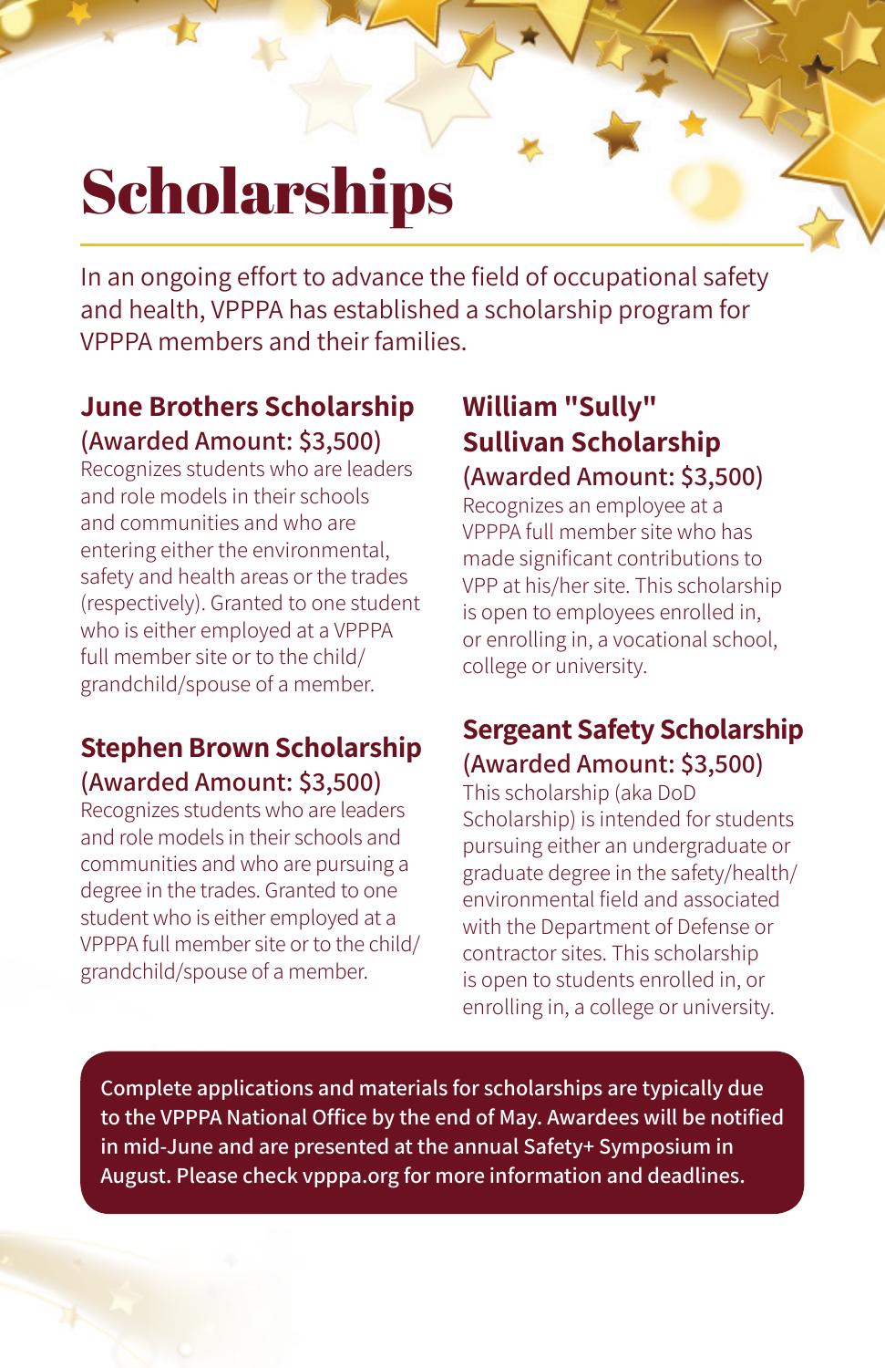# Scholarships

In an ongoing effort to advance the field of occupational safety and health, VPPPA has established a scholarship program for VPPPA members and their families.

## June Brothers Scholarship

(Awarded Amount: $3,500)

Recognizes students who are leaders and role models in their schools and communities and who are entering either the environmental, safety and health areas or the trades (respectively). Granted to one student who is either employed at a VPPPA full member site or to the child/grandchild/spouse of a member.

## Stephen Brown Scholarship

(Awarded Amount: $3,500)

Recognizes students who are leaders and role models in their schools and communities and who are pursuing a degree in the trades. Granted to one student who is either employed at a VPPPA full member site or to the child/grandchild/spouse of a member.

## William "Sully" Sullivan Scholarship

(Awarded Amount: $3,500)

Recognizes an employee at a VPPPA full member site who has made significant contributions to VPP at his/her site. This scholarship is open to employees enrolled in, or enrolling in, a vocational school, college or university.

## Sergeant Safety Scholarship

(Awarded Amount: $3,500)

This scholarship (aka DoD Scholarship) is intended for students pursuing either an undergraduate or graduate degree in the safety/health/environmental field and associated with the Department of Defense or contractor sites. This scholarship is open to students enrolled in, or enrolling in, a college or university.

**Complete applications and materials for scholarships are typically due to the VPPPA National Office by the end of May. Awardees will be notified in mid-June and are presented at the annual Safety+ Symposium in August. Please check vpppa.org for more information and deadlines.**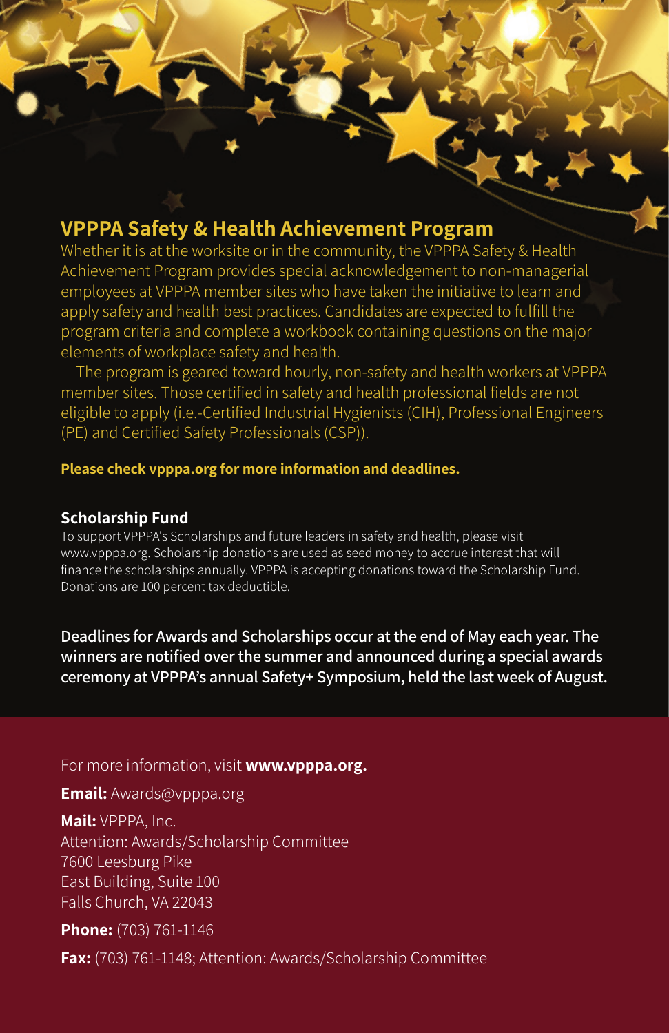## VPPPA Safety & Health Achievement Program

Whether it is at the worksite or in the community, the VPPPA Safety & Health Achievement Program provides special acknowledgement to non-managerial employees at VPPPA member sites who have taken the initiative to learn and apply safety and health best practices. Candidates are expected to fulfill the program criteria and complete a workbook containing questions on the major elements of workplace safety and health.

The program is geared toward hourly, non-safety and health workers at VPPPA member sites. Those certified in safety and health professional fields are not eligible to apply (i.e.-Certified Industrial Hygienists (CIH), Professional Engineers (PE) and Certified Safety Professionals (CSP)).

**Please check vpppa.org for more information and deadlines.**

### Scholarship Fund

To support VPPPA's Scholarships and future leaders in safety and health, please visit www.vpppa.org. Scholarship donations are used as seed money to accrue interest that will finance the scholarships annually. VPPPA is accepting donations toward the Scholarship Fund. Donations are 100 percent tax deductible.

**Deadlines for Awards and Scholarships occur at the end of May each year. The winners are notified over the summer and announced during a special awards ceremony at VPPPA's annual Safety+ Symposium, held the last week of August.**

For more information, visit **www.vpppa.org.**

**Email:** Awards@vpppa.org

**Mail:** VPPPA, Inc.
Attention: Awards/Scholarship Committee
7600 Leesburg Pike
East Building, Suite 100
Falls Church, VA 22043

**Phone:** (703) 761-1146

**Fax:** (703) 761-1148; Attention: Awards/Scholarship Committee